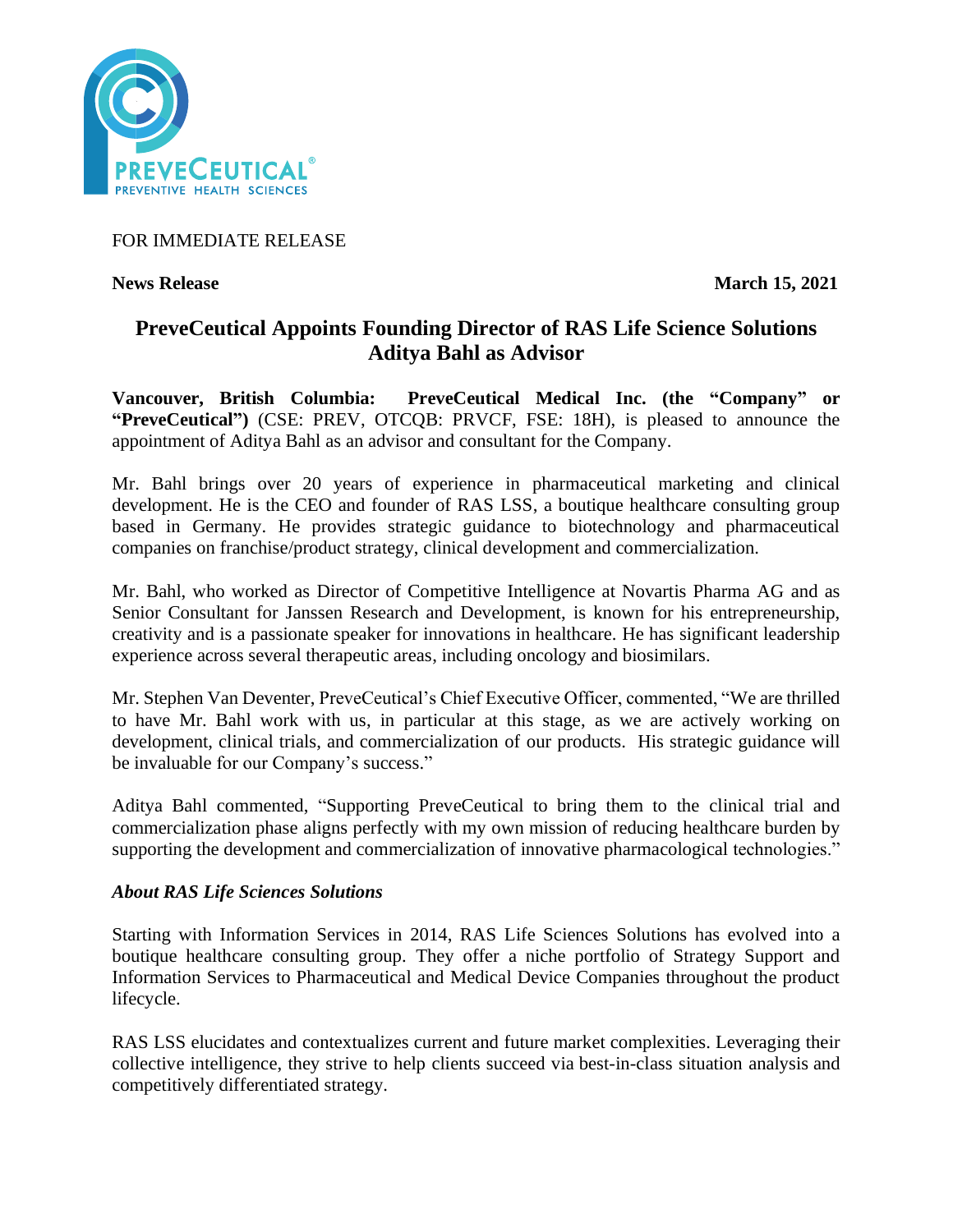FOR IMMEDIATE RELEASE

**News Release** **March 15, 2021**

# PreveCeutical Appoints Founding Director of RAS Life Science Solutions Aditya Bahl as Advisor

**Vancouver, British Columbia: PreveCeutical Medical Inc. (the "Company" or "PreveCeutical")** (CSE: PREV, OTCQB: PRVCF, FSE: 18H), is pleased to announce the appointment of Aditya Bahl as an advisor and consultant for the Company.

Mr. Bahl brings over 20 years of experience in pharmaceutical marketing and clinical development. He is the CEO and founder of RAS LSS, a boutique healthcare consulting group based in Germany. He provides strategic guidance to biotechnology and pharmaceutical companies on franchise/product strategy, clinical development and commercialization.

Mr. Bahl, who worked as Director of Competitive Intelligence at Novartis Pharma AG and as Senior Consultant for Janssen Research and Development, is known for his entrepreneurship, creativity and is a passionate speaker for innovations in healthcare. He has significant leadership experience across several therapeutic areas, including oncology and biosimilars.

Mr. Stephen Van Deventer, PreveCeutical's Chief Executive Officer, commented, "We are thrilled to have Mr. Bahl work with us, in particular at this stage, as we are actively working on development, clinical trials, and commercialization of our products. His strategic guidance will be invaluable for our Company's success."

Aditya Bahl commented, "Supporting PreveCeutical to bring them to the clinical trial and commercialization phase aligns perfectly with my own mission of reducing healthcare burden by supporting the development and commercialization of innovative pharmacological technologies."

### *About RAS Life Sciences Solutions*

Starting with Information Services in 2014, RAS Life Sciences Solutions has evolved into a boutique healthcare consulting group. They offer a niche portfolio of Strategy Support and Information Services to Pharmaceutical and Medical Device Companies throughout the product lifecycle.

RAS LSS elucidates and contextualizes current and future market complexities. Leveraging their collective intelligence, they strive to help clients succeed via best-in-class situation analysis and competitively differentiated strategy.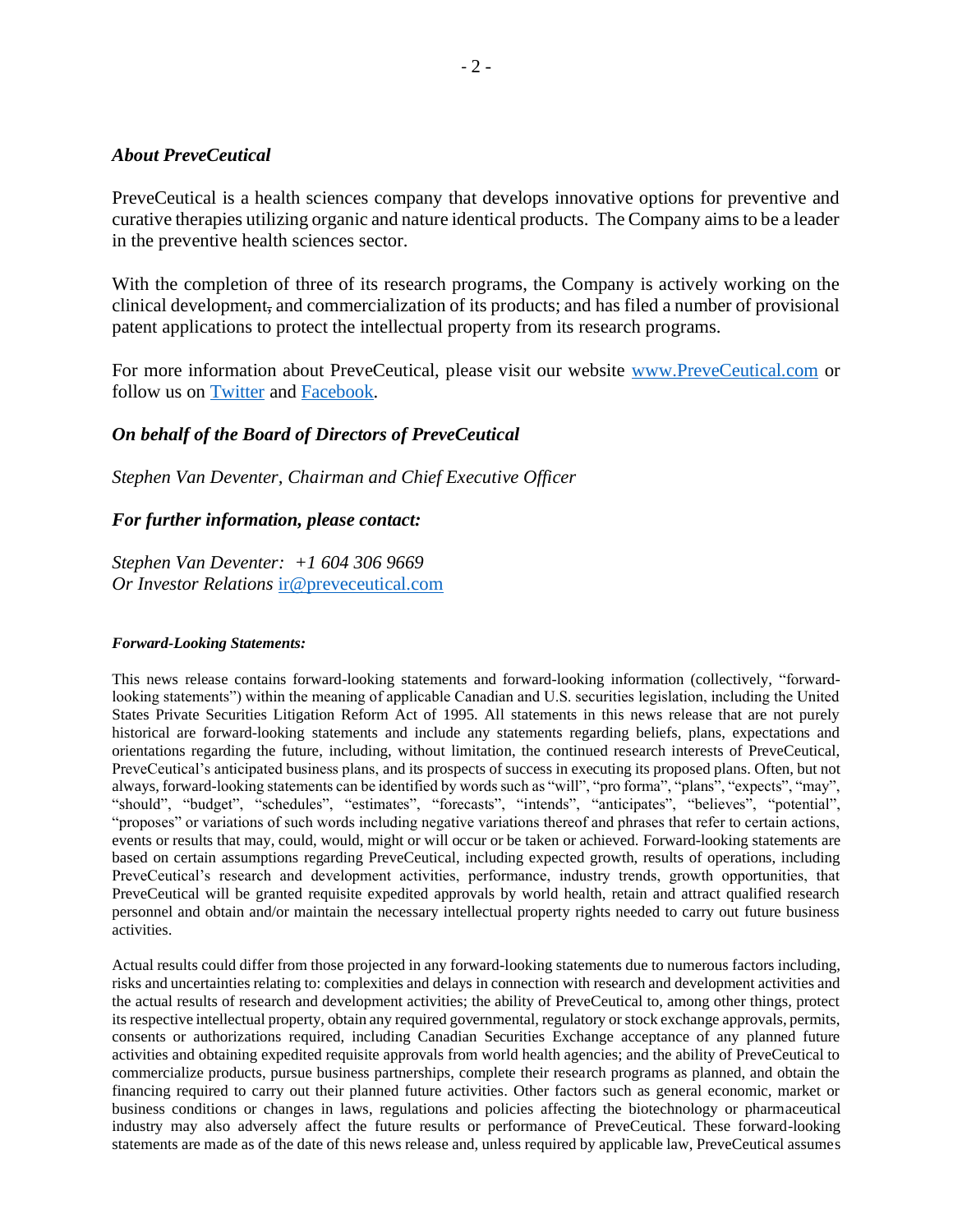### *About PreveCeutical*

PreveCeutical is a health sciences company that develops innovative options for preventive and curative therapies utilizing organic and nature identical products. The Company aims to be a leader in the preventive health sciences sector.

With the completion of three of its research programs, the Company is actively working on the clinical development, and commercialization of its products; and has filed a number of provisional patent applications to protect the intellectual property from its research programs.

For more information about PreveCeutical, please visit our website [www.PreveCeutical.com](http://www.PreveCeutical.com) or follow us on [Twitter]() and [Facebook]().

### *On behalf of the Board of Directors of PreveCeutical*

*Stephen Van Deventer, Chairman and Chief Executive Officer*

### *For further information, please contact:*

*Stephen Van Deventer: +1 604 306 9669*
*Or Investor Relations* [ir@preveceutical.com](mailto:ir@preveceutical.com)

#### *Forward-Looking Statements:*

This news release contains forward-looking statements and forward-looking information (collectively, "forward-looking statements") within the meaning of applicable Canadian and U.S. securities legislation, including the United States Private Securities Litigation Reform Act of 1995. All statements in this news release that are not purely historical are forward-looking statements and include any statements regarding beliefs, plans, expectations and orientations regarding the future, including, without limitation, the continued research interests of PreveCeutical, PreveCeutical's anticipated business plans, and its prospects of success in executing its proposed plans. Often, but not always, forward-looking statements can be identified by words such as "will", "pro forma", "plans", "expects", "may", "should", "budget", "schedules", "estimates", "forecasts", "intends", "anticipates", "believes", "potential", "proposes" or variations of such words including negative variations thereof and phrases that refer to certain actions, events or results that may, could, would, might or will occur or be taken or achieved. Forward-looking statements are based on certain assumptions regarding PreveCeutical, including expected growth, results of operations, including PreveCeutical's research and development activities, performance, industry trends, growth opportunities, that PreveCeutical will be granted requisite expedited approvals by world health, retain and attract qualified research personnel and obtain and/or maintain the necessary intellectual property rights needed to carry out future business activities.

Actual results could differ from those projected in any forward-looking statements due to numerous factors including, risks and uncertainties relating to: complexities and delays in connection with research and development activities and the actual results of research and development activities; the ability of PreveCeutical to, among other things, protect its respective intellectual property, obtain any required governmental, regulatory or stock exchange approvals, permits, consents or authorizations required, including Canadian Securities Exchange acceptance of any planned future activities and obtaining expedited requisite approvals from world health agencies; and the ability of PreveCeutical to commercialize products, pursue business partnerships, complete their research programs as planned, and obtain the financing required to carry out their planned future activities. Other factors such as general economic, market or business conditions or changes in laws, regulations and policies affecting the biotechnology or pharmaceutical industry may also adversely affect the future results or performance of PreveCeutical. These forward-looking statements are made as of the date of this news release and, unless required by applicable law, PreveCeutical assumes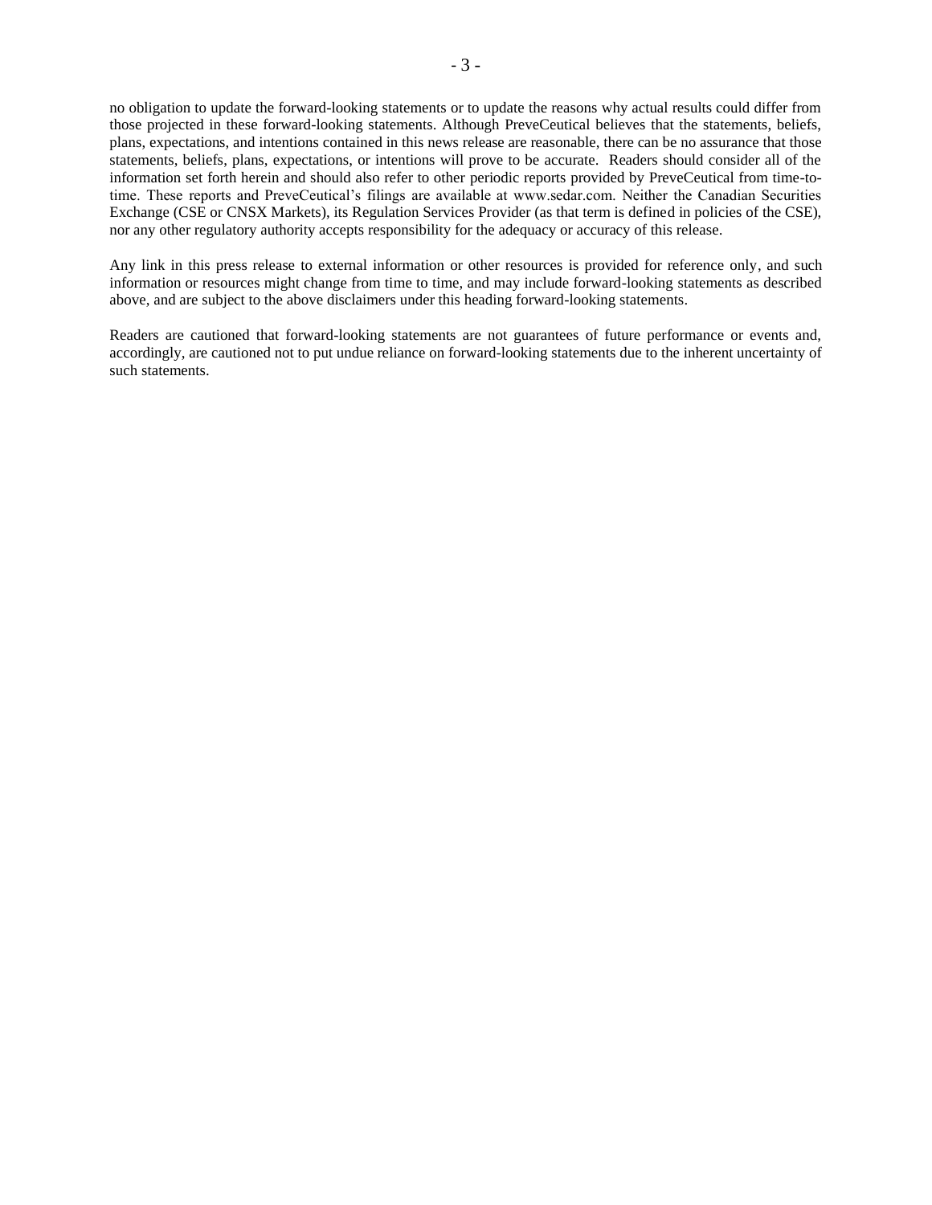no obligation to update the forward-looking statements or to update the reasons why actual results could differ from those projected in these forward-looking statements. Although PreveCeutical believes that the statements, beliefs, plans, expectations, and intentions contained in this news release are reasonable, there can be no assurance that those statements, beliefs, plans, expectations, or intentions will prove to be accurate. Readers should consider all of the information set forth herein and should also refer to other periodic reports provided by PreveCeutical from time-to-time. These reports and PreveCeutical's filings are available at www.sedar.com. Neither the Canadian Securities Exchange (CSE or CNSX Markets), its Regulation Services Provider (as that term is defined in policies of the CSE), nor any other regulatory authority accepts responsibility for the adequacy or accuracy of this release.

Any link in this press release to external information or other resources is provided for reference only, and such information or resources might change from time to time, and may include forward-looking statements as described above, and are subject to the above disclaimers under this heading forward-looking statements.

Readers are cautioned that forward-looking statements are not guarantees of future performance or events and, accordingly, are cautioned not to put undue reliance on forward-looking statements due to the inherent uncertainty of such statements.